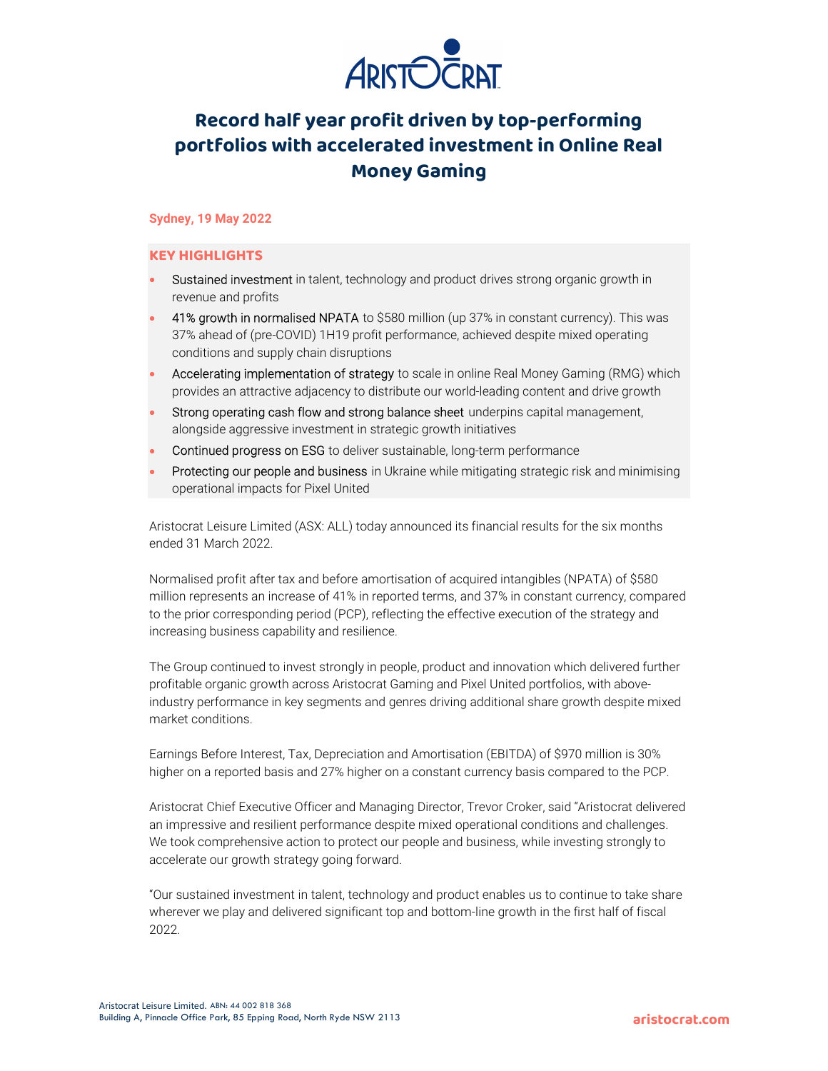# Record half year profit driven by top-performing portfolios with accelerated investment in Online Real Money Gaming

**Sydney, 19 May 2022**

## KEY HIGHLIGHTS

- Sustained investment in talent, technology and product drives strong organic growth in revenue and profits
- 41% growth in normalised NPATA to $580 million (up 37% in constant currency). This was 37% ahead of (pre-COVID) 1H19 profit performance, achieved despite mixed operating conditions and supply chain disruptions
- Accelerating implementation of strategy to scale in online Real Money Gaming (RMG) which provides an attractive adjacency to distribute our world-leading content and drive growth
- Strong operating cash flow and strong balance sheet underpins capital management, alongside aggressive investment in strategic growth initiatives
- Continued progress on ESG to deliver sustainable, long-term performance
- Protecting our people and business in Ukraine while mitigating strategic risk and minimising operational impacts for Pixel United

Aristocrat Leisure Limited (ASX: ALL) today announced its financial results for the six months ended 31 March 2022.

Normalised profit after tax and before amortisation of acquired intangibles (NPATA) of $580 million represents an increase of 41% in reported terms, and 37% in constant currency, compared to the prior corresponding period (PCP), reflecting the effective execution of the strategy and increasing business capability and resilience.

The Group continued to invest strongly in people, product and innovation which delivered further profitable organic growth across Aristocrat Gaming and Pixel United portfolios, with above-industry performance in key segments and genres driving additional share growth despite mixed market conditions.

Earnings Before Interest, Tax, Depreciation and Amortisation (EBITDA) of $970 million is 30% higher on a reported basis and 27% higher on a constant currency basis compared to the PCP.

Aristocrat Chief Executive Officer and Managing Director, Trevor Croker, said "Aristocrat delivered an impressive and resilient performance despite mixed operational conditions and challenges. We took comprehensive action to protect our people and business, while investing strongly to accelerate our growth strategy going forward.

"Our sustained investment in talent, technology and product enables us to continue to take share wherever we play and delivered significant top and bottom-line growth in the first half of fiscal 2022.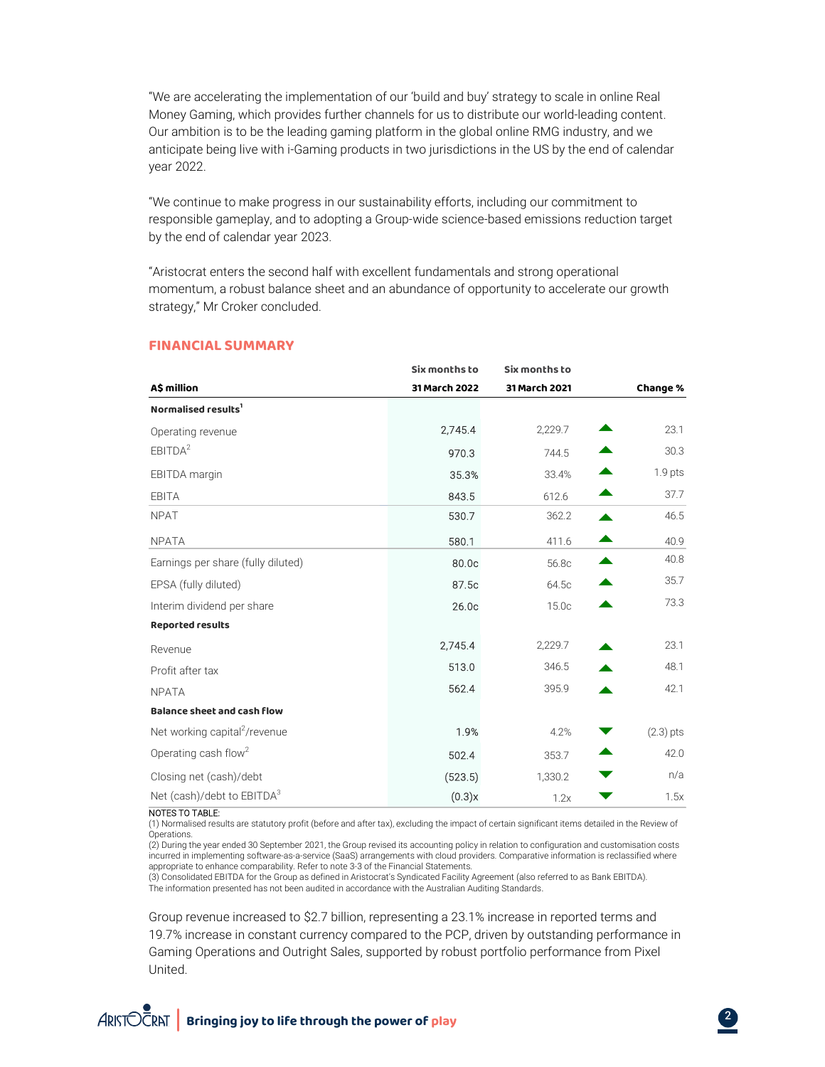"We are accelerating the implementation of our 'build and buy' strategy to scale in online Real Money Gaming, which provides further channels for us to distribute our world-leading content. Our ambition is to be the leading gaming platform in the global online RMG industry, and we anticipate being live with i-Gaming products in two jurisdictions in the US by the end of calendar year 2022.

"We continue to make progress in our sustainability efforts, including our commitment to responsible gameplay, and to adopting a Group-wide science-based emissions reduction target by the end of calendar year 2023.

"Aristocrat enters the second half with excellent fundamentals and strong operational momentum, a robust balance sheet and an abundance of opportunity to accelerate our growth strategy," Mr Croker concluded.

## FINANCIAL SUMMARY

| A$ million | Six months to 31 March 2022 | Six months to 31 March 2021 | | Change % |
|---|---|---|---|---|
| **Normalised results**[1] | | | | |
| Operating revenue | 2,745.4 | 2,229.7 | ▲ | 23.1 |
| EBITDA[2] | 970.3 | 744.5 | ▲ | 30.3 |
| EBITDA margin | 35.3% | 33.4% | ▲ | 1.9 pts |
| EBITA | 843.5 | 612.6 | ▲ | 37.7 |
| NPAT | 530.7 | 362.2 | ▲ | 46.5 |
| NPATA | 580.1 | 411.6 | ▲ | 40.9 |
| Earnings per share (fully diluted) | 80.0c | 56.8c | ▲ | 40.8 |
| EPSA (fully diluted) | 87.5c | 64.5c | ▲ | 35.7 |
| Interim dividend per share | 26.0c | 15.0c | ▲ | 73.3 |
| **Reported results** | | | | |
| Revenue | 2,745.4 | 2,229.7 | ▲ | 23.1 |
| Profit after tax | 513.0 | 346.5 | ▲ | 48.1 |
| NPATA | 562.4 | 395.9 | ▲ | 42.1 |
| **Balance sheet and cash flow** | | | | |
| Net working capital[2]/revenue | 1.9% | 4.2% | ▼ | (2.3) pts |
| Operating cash flow[2] | 502.4 | 353.7 | ▲ | 42.0 |
| Closing net (cash)/debt | (523.5) | 1,330.2 | ▼ | n/a |
| Net (cash)/debt to EBITDA[3] | (0.3)x | 1.2x | ▼ | 1.5x |

NOTES TO TABLE:
(1) Normalised results are statutory profit (before and after tax), excluding the impact of certain significant items detailed in the Review of Operations.
(2) During the year ended 30 September 2021, the Group revised its accounting policy in relation to configuration and customisation costs incurred in implementing software-as-a-service (SaaS) arrangements with cloud providers. Comparative information is reclassified where appropriate to enhance comparability. Refer to note 3-3 of the Financial Statements.
(3) Consolidated EBITDA for the Group as defined in Aristocrat's Syndicated Facility Agreement (also referred to as Bank EBITDA).
The information presented has not been audited in accordance with the Australian Auditing Standards.

Group revenue increased to $2.7 billion, representing a 23.1% increase in reported terms and 19.7% increase in constant currency compared to the PCP, driven by outstanding performance in Gaming Operations and Outright Sales, supported by robust portfolio performance from Pixel United.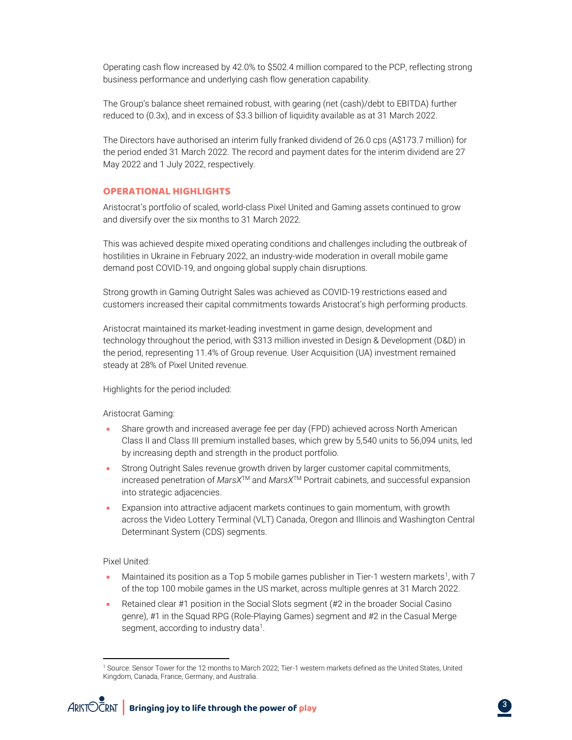Operating cash flow increased by 42.0% to $502.4 million compared to the PCP, reflecting strong business performance and underlying cash flow generation capability.

The Group's balance sheet remained robust, with gearing (net (cash)/debt to EBITDA) further reduced to (0.3x), and in excess of $3.3 billion of liquidity available as at 31 March 2022.

The Directors have authorised an interim fully franked dividend of 26.0 cps (A$173.7 million) for the period ended 31 March 2022. The record and payment dates for the interim dividend are 27 May 2022 and 1 July 2022, respectively.

## OPERATIONAL HIGHLIGHTS

Aristocrat's portfolio of scaled, world-class Pixel United and Gaming assets continued to grow and diversify over the six months to 31 March 2022.

This was achieved despite mixed operating conditions and challenges including the outbreak of hostilities in Ukraine in February 2022, an industry-wide moderation in overall mobile game demand post COVID-19, and ongoing global supply chain disruptions.

Strong growth in Gaming Outright Sales was achieved as COVID-19 restrictions eased and customers increased their capital commitments towards Aristocrat's high performing products.

Aristocrat maintained its market-leading investment in game design, development and technology throughout the period, with $313 million invested in Design & Development (D&D) in the period, representing 11.4% of Group revenue. User Acquisition (UA) investment remained steady at 28% of Pixel United revenue.

Highlights for the period included:

Aristocrat Gaming:

- Share growth and increased average fee per day (FPD) achieved across North American Class II and Class III premium installed bases, which grew by 5,540 units to 56,094 units, led by increasing depth and strength in the product portfolio.
- Strong Outright Sales revenue growth driven by larger customer capital commitments, increased penetration of *MarsX*™ and *MarsX*™ Portrait cabinets, and successful expansion into strategic adjacencies.
- Expansion into attractive adjacent markets continues to gain momentum, with growth across the Video Lottery Terminal (VLT) Canada, Oregon and Illinois and Washington Central Determinant System (CDS) segments.

Pixel United:

- Maintained its position as a Top 5 mobile games publisher in Tier-1 western markets[1], with 7 of the top 100 mobile games in the US market, across multiple genres at 31 March 2022.
- Retained clear #1 position in the Social Slots segment (#2 in the broader Social Casino genre), #1 in the Squad RPG (Role-Playing Games) segment and #2 in the Casual Merge segment, according to industry data[1].

[1] Source: Sensor Tower for the 12 months to March 2022; Tier-1 western markets defined as the United States, United Kingdom, Canada, France, Germany, and Australia.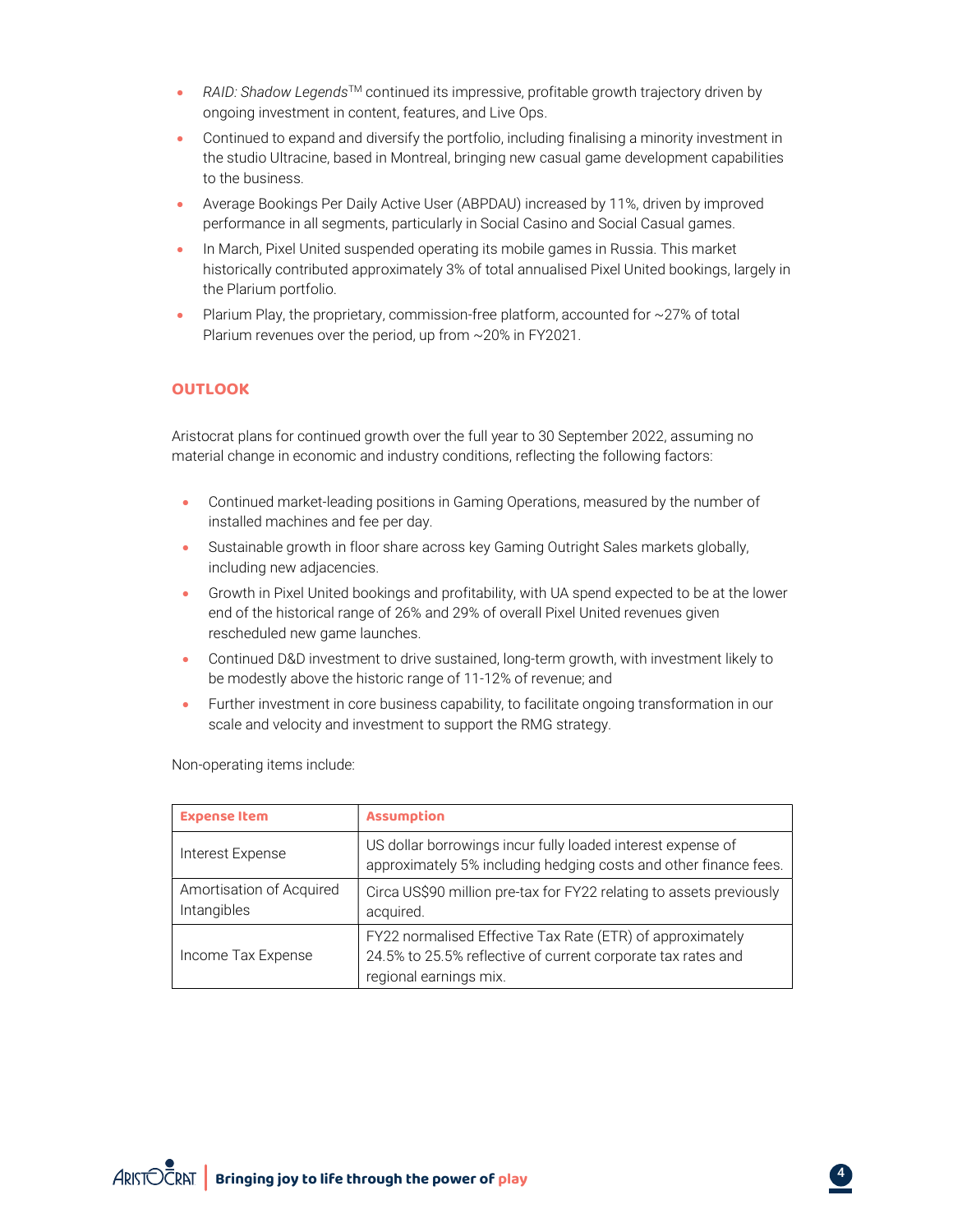- *RAID: Shadow Legends*™ continued its impressive, profitable growth trajectory driven by ongoing investment in content, features, and Live Ops.
- Continued to expand and diversify the portfolio, including finalising a minority investment in the studio Ultracine, based in Montreal, bringing new casual game development capabilities to the business.
- Average Bookings Per Daily Active User (ABPDAU) increased by 11%, driven by improved performance in all segments, particularly in Social Casino and Social Casual games.
- In March, Pixel United suspended operating its mobile games in Russia. This market historically contributed approximately 3% of total annualised Pixel United bookings, largely in the Plarium portfolio.
- Plarium Play, the proprietary, commission-free platform, accounted for ~27% of total Plarium revenues over the period, up from ~20% in FY2021.

## OUTLOOK

Aristocrat plans for continued growth over the full year to 30 September 2022, assuming no material change in economic and industry conditions, reflecting the following factors:

- Continued market-leading positions in Gaming Operations, measured by the number of installed machines and fee per day.
- Sustainable growth in floor share across key Gaming Outright Sales markets globally, including new adjacencies.
- Growth in Pixel United bookings and profitability, with UA spend expected to be at the lower end of the historical range of 26% and 29% of overall Pixel United revenues given rescheduled new game launches.
- Continued D&D investment to drive sustained, long-term growth, with investment likely to be modestly above the historic range of 11-12% of revenue; and
- Further investment in core business capability, to facilitate ongoing transformation in our scale and velocity and investment to support the RMG strategy.

Non-operating items include:

| Expense Item | Assumption |
|---|---|
| Interest Expense | US dollar borrowings incur fully loaded interest expense of approximately 5% including hedging costs and other finance fees. |
| Amortisation of Acquired Intangibles | Circa US$90 million pre-tax for FY22 relating to assets previously acquired. |
| Income Tax Expense | FY22 normalised Effective Tax Rate (ETR) of approximately 24.5% to 25.5% reflective of current corporate tax rates and regional earnings mix. |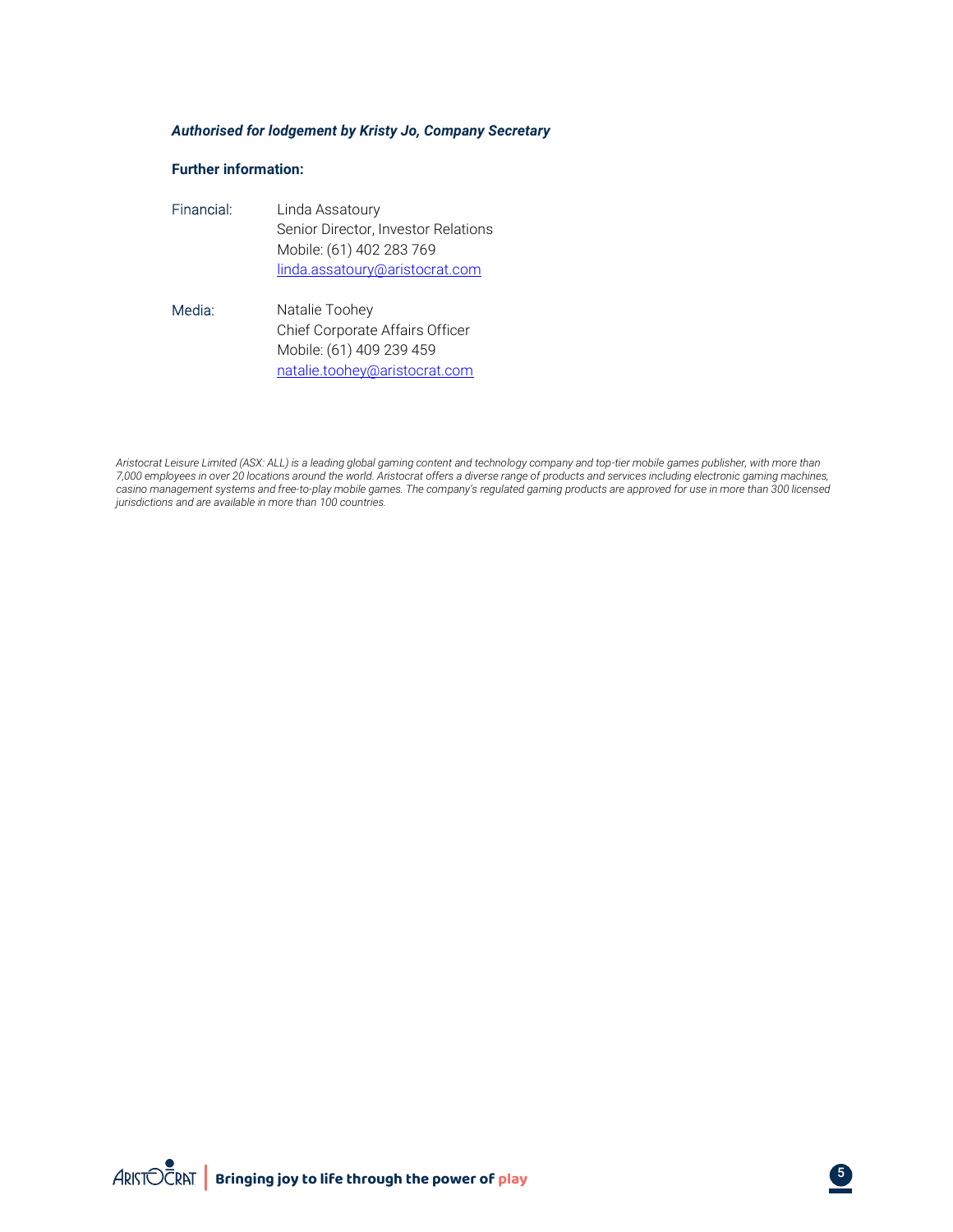***Authorised for lodgement by Kristy Jo, Company Secretary***

**Further information:**

Financial: Linda Assatoury
Senior Director, Investor Relations
Mobile: (61) 402 283 769
linda.assatoury@aristocrat.com

Media: Natalie Toohey
Chief Corporate Affairs Officer
Mobile: (61) 409 239 459
natalie.toohey@aristocrat.com

*Aristocrat Leisure Limited (ASX: ALL) is a leading global gaming content and technology company and top-tier mobile games publisher, with more than 7,000 employees in over 20 locations around the world. Aristocrat offers a diverse range of products and services including electronic gaming machines, casino management systems and free-to-play mobile games. The company's regulated gaming products are approved for use in more than 300 licensed jurisdictions and are available in more than 100 countries.*